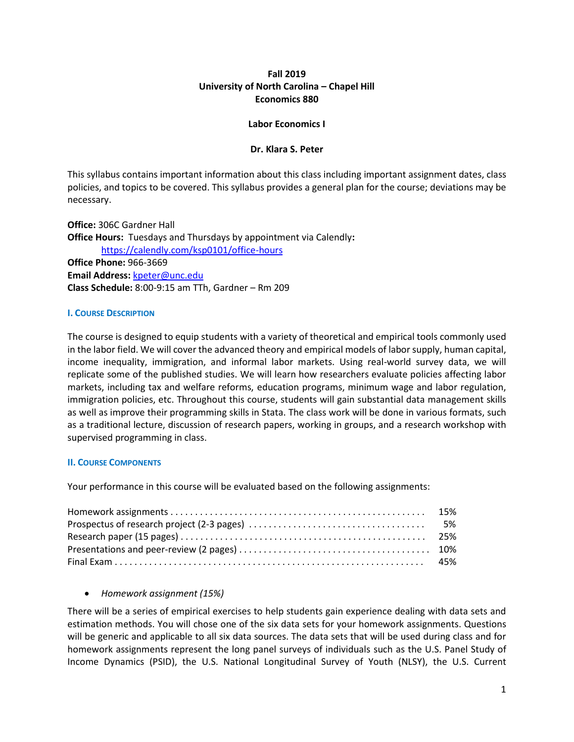**Fall 2019**
**University of North Carolina – Chapel Hill**
**Economics 880**

**Labor Economics I**

**Dr. Klara S. Peter**

This syllabus contains important information about this class including important assignment dates, class policies, and topics to be covered. This syllabus provides a general plan for the course; deviations may be necessary.

**Office:** 306C Gardner Hall
**Office Hours:** Tuesdays and Thursdays by appointment via Calendly**:**
https://calendly.com/ksp0101/office-hours
**Office Phone:** 966-3669
**Email Address:** kpeter@unc.edu
**Class Schedule:** 8:00-9:15 am TTh, Gardner – Rm 209

## I. Course Description

The course is designed to equip students with a variety of theoretical and empirical tools commonly used in the labor field. We will cover the advanced theory and empirical models of labor supply, human capital, income inequality, immigration, and informal labor markets. Using real-world survey data, we will replicate some of the published studies. We will learn how researchers evaluate policies affecting labor markets, including tax and welfare reforms, education programs, minimum wage and labor regulation, immigration policies, etc. Throughout this course, students will gain substantial data management skills as well as improve their programming skills in Stata. The class work will be done in various formats, such as a traditional lecture, discussion of research papers, working in groups, and a research workshop with supervised programming in class.

## II. Course Components

Your performance in this course will be evaluated based on the following assignments:

| | |
|---|---|
| Homework assignments | 15% |
| Prospectus of research project (2-3 pages) | 5% |
| Research paper (15 pages) | 25% |
| Presentations and peer-review (2 pages) | 10% |
| Final Exam | 45% |

- *Homework assignment (15%)*

There will be a series of empirical exercises to help students gain experience dealing with data sets and estimation methods. You will chose one of the six data sets for your homework assignments. Questions will be generic and applicable to all six data sources. The data sets that will be used during class and for homework assignments represent the long panel surveys of individuals such as the U.S. Panel Study of Income Dynamics (PSID), the U.S. National Longitudinal Survey of Youth (NLSY), the U.S. Current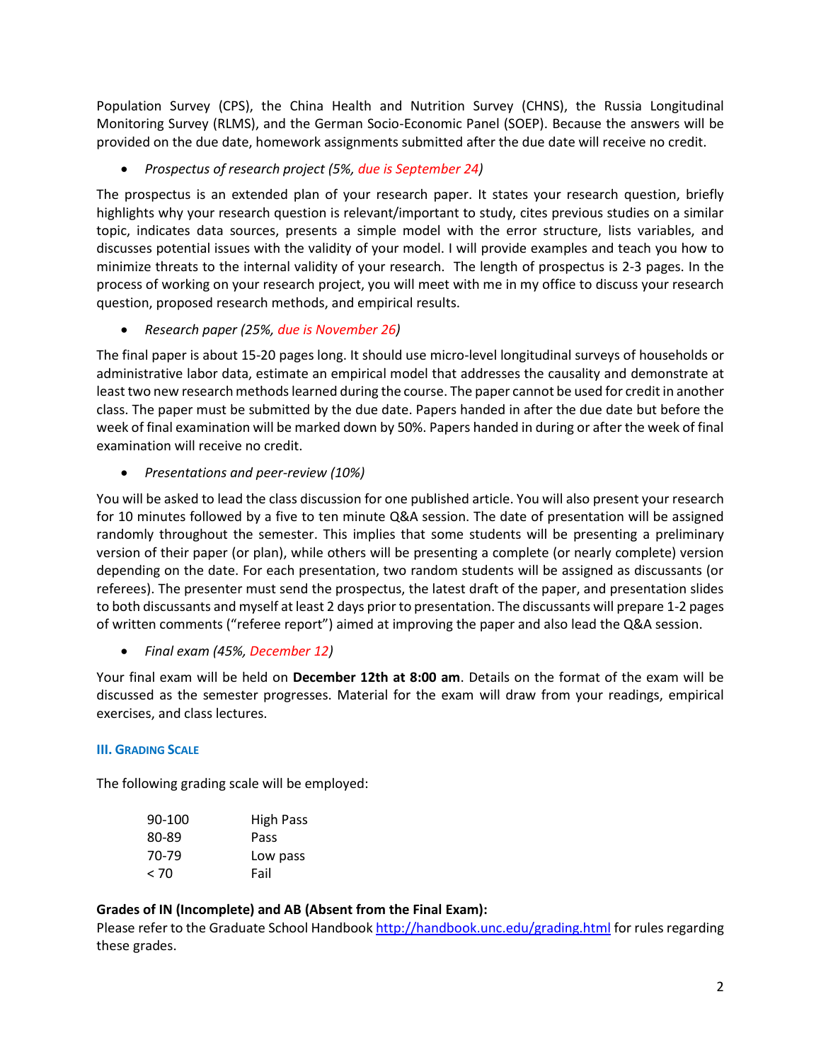Population Survey (CPS), the China Health and Nutrition Survey (CHNS), the Russia Longitudinal Monitoring Survey (RLMS), and the German Socio-Economic Panel (SOEP). Because the answers will be provided on the due date, homework assignments submitted after the due date will receive no credit.

- *Prospectus of research project (5%, due is September 24)*

The prospectus is an extended plan of your research paper. It states your research question, briefly highlights why your research question is relevant/important to study, cites previous studies on a similar topic, indicates data sources, presents a simple model with the error structure, lists variables, and discusses potential issues with the validity of your model. I will provide examples and teach you how to minimize threats to the internal validity of your research. The length of prospectus is 2-3 pages. In the process of working on your research project, you will meet with me in my office to discuss your research question, proposed research methods, and empirical results.

- *Research paper (25%, due is November 26)*

The final paper is about 15-20 pages long. It should use micro-level longitudinal surveys of households or administrative labor data, estimate an empirical model that addresses the causality and demonstrate at least two new research methods learned during the course. The paper cannot be used for credit in another class. The paper must be submitted by the due date. Papers handed in after the due date but before the week of final examination will be marked down by 50%. Papers handed in during or after the week of final examination will receive no credit.

- *Presentations and peer-review (10%)*

You will be asked to lead the class discussion for one published article. You will also present your research for 10 minutes followed by a five to ten minute Q&A session. The date of presentation will be assigned randomly throughout the semester. This implies that some students will be presenting a preliminary version of their paper (or plan), while others will be presenting a complete (or nearly complete) version depending on the date. For each presentation, two random students will be assigned as discussants (or referees). The presenter must send the prospectus, the latest draft of the paper, and presentation slides to both discussants and myself at least 2 days prior to presentation. The discussants will prepare 1-2 pages of written comments ("referee report") aimed at improving the paper and also lead the Q&A session.

- *Final exam (45%, December 12)*

Your final exam will be held on **December 12th at 8:00 am**. Details on the format of the exam will be discussed as the semester progresses. Material for the exam will draw from your readings, empirical exercises, and class lectures.

### III. Grading Scale

The following grading scale will be employed:

| | |
|---|---|
| 90-100 | High Pass |
| 80-89 | Pass |
| 70-79 | Low pass |
| < 70 | Fail |

**Grades of IN (Incomplete) and AB (Absent from the Final Exam):**
Please refer to the Graduate School Handbook http://handbook.unc.edu/grading.html for rules regarding these grades.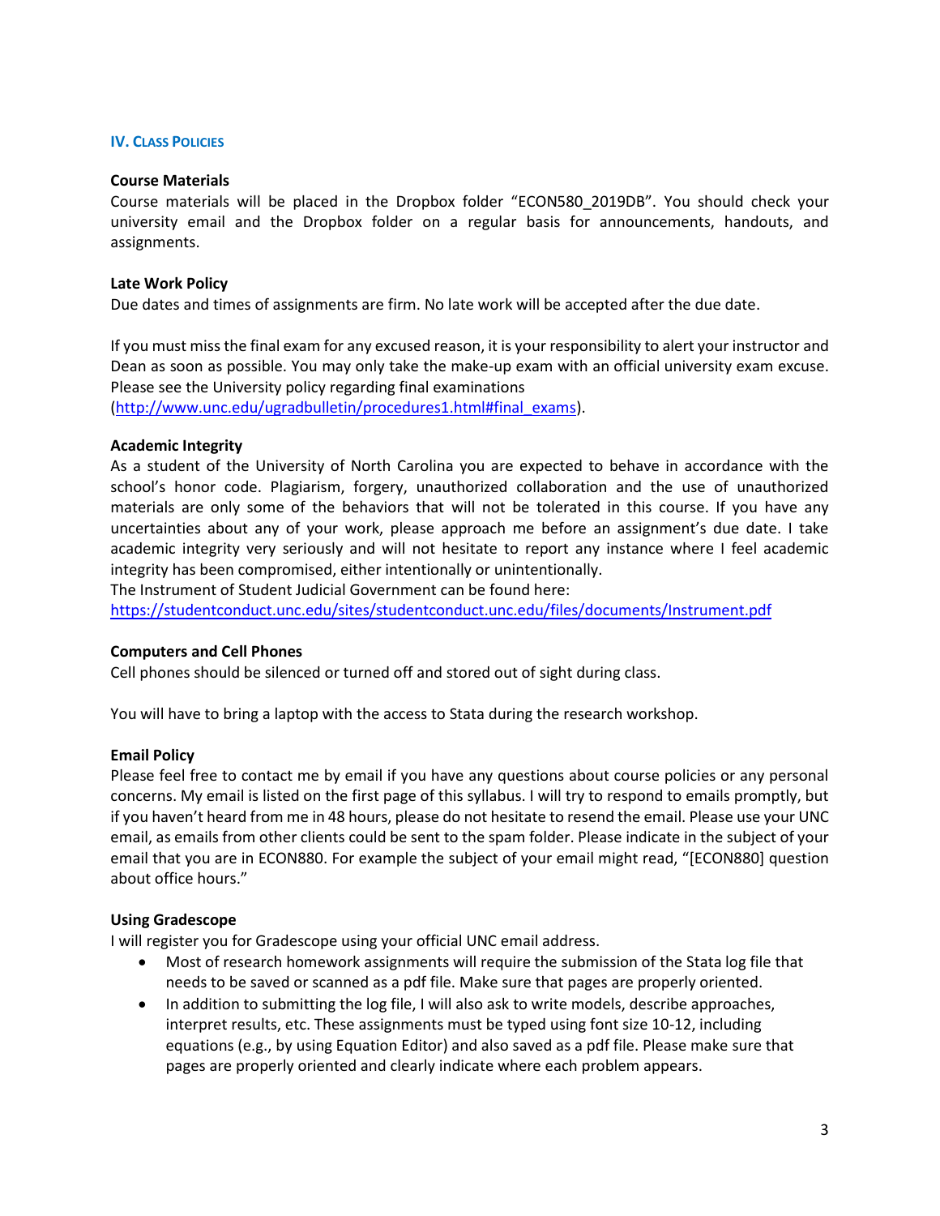## IV. Class Policies

**Course Materials**

Course materials will be placed in the Dropbox folder "ECON580_2019DB". You should check your university email and the Dropbox folder on a regular basis for announcements, handouts, and assignments.

**Late Work Policy**

Due dates and times of assignments are firm. No late work will be accepted after the due date.

If you must miss the final exam for any excused reason, it is your responsibility to alert your instructor and Dean as soon as possible. You may only take the make-up exam with an official university exam excuse. Please see the University policy regarding final examinations (http://www.unc.edu/ugradbulletin/procedures1.html#final_exams).

**Academic Integrity**

As a student of the University of North Carolina you are expected to behave in accordance with the school's honor code. Plagiarism, forgery, unauthorized collaboration and the use of unauthorized materials are only some of the behaviors that will not be tolerated in this course. If you have any uncertainties about any of your work, please approach me before an assignment's due date. I take academic integrity very seriously and will not hesitate to report any instance where I feel academic integrity has been compromised, either intentionally or unintentionally.

The Instrument of Student Judicial Government can be found here:
https://studentconduct.unc.edu/sites/studentconduct.unc.edu/files/documents/Instrument.pdf

**Computers and Cell Phones**

Cell phones should be silenced or turned off and stored out of sight during class.

You will have to bring a laptop with the access to Stata during the research workshop.

**Email Policy**

Please feel free to contact me by email if you have any questions about course policies or any personal concerns. My email is listed on the first page of this syllabus. I will try to respond to emails promptly, but if you haven't heard from me in 48 hours, please do not hesitate to resend the email. Please use your UNC email, as emails from other clients could be sent to the spam folder. Please indicate in the subject of your email that you are in ECON880. For example the subject of your email might read, "[ECON880] question about office hours."

**Using Gradescope**

I will register you for Gradescope using your official UNC email address.

- Most of research homework assignments will require the submission of the Stata log file that needs to be saved or scanned as a pdf file. Make sure that pages are properly oriented.
- In addition to submitting the log file, I will also ask to write models, describe approaches, interpret results, etc. These assignments must be typed using font size 10-12, including equations (e.g., by using Equation Editor) and also saved as a pdf file. Please make sure that pages are properly oriented and clearly indicate where each problem appears.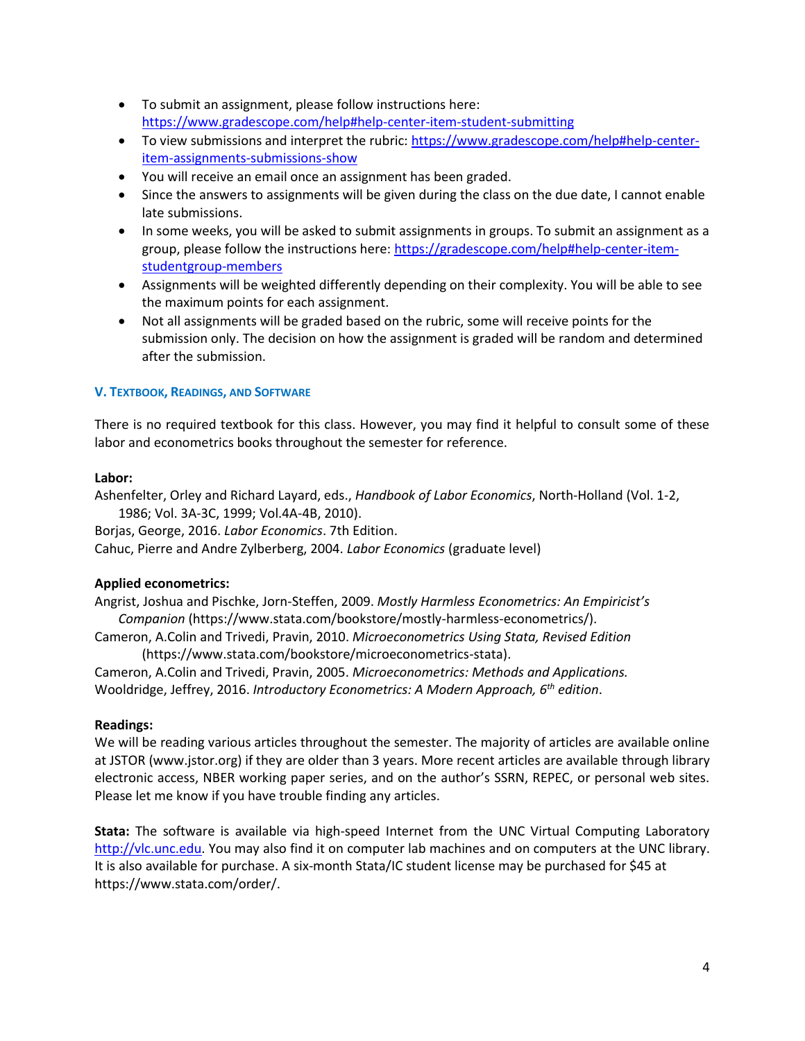- To submit an assignment, please follow instructions here: [https://www.gradescope.com/help#help-center-item-student-submitting](https://www.gradescope.com/help#help-center-item-student-submitting)
- To view submissions and interpret the rubric: [https://www.gradescope.com/help#help-center-item-assignments-submissions-show](https://www.gradescope.com/help#help-center-item-assignments-submissions-show)
- You will receive an email once an assignment has been graded.
- Since the answers to assignments will be given during the class on the due date, I cannot enable late submissions.
- In some weeks, you will be asked to submit assignments in groups. To submit an assignment as a group, please follow the instructions here: [https://gradescope.com/help#help-center-item-studentgroup-members](https://gradescope.com/help#help-center-item-studentgroup-members)
- Assignments will be weighted differently depending on their complexity. You will be able to see the maximum points for each assignment.
- Not all assignments will be graded based on the rubric, some will receive points for the submission only. The decision on how the assignment is graded will be random and determined after the submission.

## V. Textbook, Readings, and Software

There is no required textbook for this class. However, you may find it helpful to consult some of these labor and econometrics books throughout the semester for reference.

**Labor:**

Ashenfelter, Orley and Richard Layard, eds., *Handbook of Labor Economics*, North-Holland (Vol. 1-2, 1986; Vol. 3A-3C, 1999; Vol.4A-4B, 2010).

Borjas, George, 2016. *Labor Economics*. 7th Edition.

Cahuc, Pierre and Andre Zylberberg, 2004. *Labor Economics* (graduate level)

**Applied econometrics:**

Angrist, Joshua and Pischke, Jorn-Steffen, 2009. *Mostly Harmless Econometrics: An Empiricist's Companion* (https://www.stata.com/bookstore/mostly-harmless-econometrics/).

Cameron, A.Colin and Trivedi, Pravin, 2010. *Microeconometrics Using Stata, Revised Edition* (https://www.stata.com/bookstore/microeconometrics-stata).

Cameron, A.Colin and Trivedi, Pravin, 2005. *Microeconometrics: Methods and Applications.*

Wooldridge, Jeffrey, 2016. *Introductory Econometrics: A Modern Approach, 6th edition*.

**Readings:**

We will be reading various articles throughout the semester. The majority of articles are available online at JSTOR (www.jstor.org) if they are older than 3 years. More recent articles are available through library electronic access, NBER working paper series, and on the author's SSRN, REPEC, or personal web sites. Please let me know if you have trouble finding any articles.

**Stata:** The software is available via high-speed Internet from the UNC Virtual Computing Laboratory [http://vlc.unc.edu](http://vlc.unc.edu). You may also find it on computer lab machines and on computers at the UNC library. It is also available for purchase. A six-month Stata/IC student license may be purchased for $45 at https://www.stata.com/order/.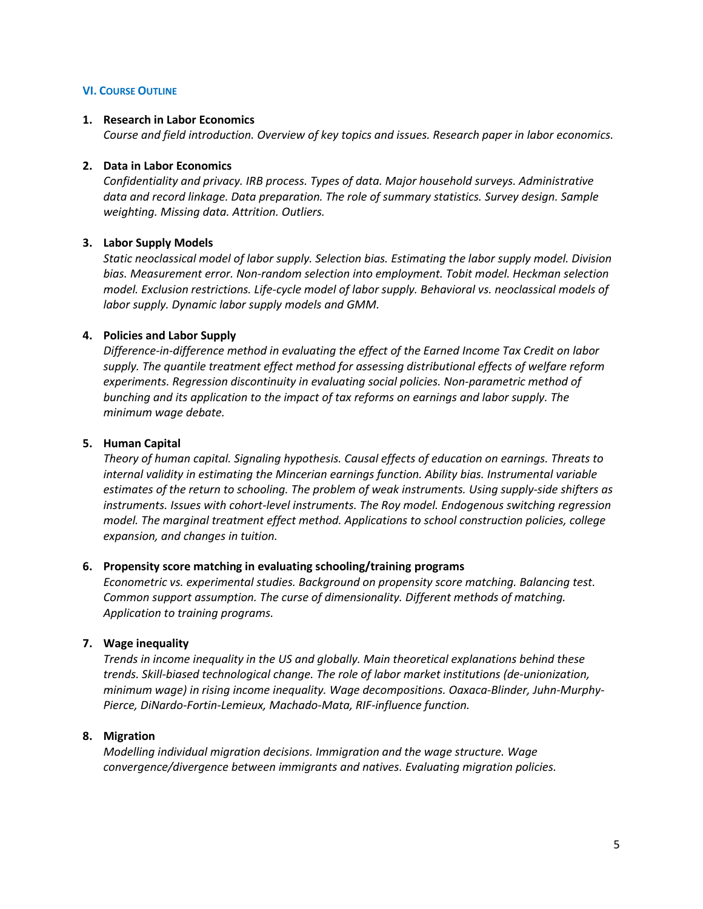## VI. Course Outline

1. **Research in Labor Economics**
   *Course and field introduction. Overview of key topics and issues. Research paper in labor economics.*

2. **Data in Labor Economics**
   *Confidentiality and privacy. IRB process. Types of data. Major household surveys. Administrative data and record linkage. Data preparation. The role of summary statistics. Survey design. Sample weighting. Missing data. Attrition. Outliers.*

3. **Labor Supply Models**
   *Static neoclassical model of labor supply. Selection bias. Estimating the labor supply model. Division bias. Measurement error. Non-random selection into employment. Tobit model. Heckman selection model. Exclusion restrictions. Life-cycle model of labor supply. Behavioral vs. neoclassical models of labor supply. Dynamic labor supply models and GMM.*

4. **Policies and Labor Supply**
   *Difference-in-difference method in evaluating the effect of the Earned Income Tax Credit on labor supply. The quantile treatment effect method for assessing distributional effects of welfare reform experiments. Regression discontinuity in evaluating social policies. Non-parametric method of bunching and its application to the impact of tax reforms on earnings and labor supply. The minimum wage debate.*

5. **Human Capital**
   *Theory of human capital. Signaling hypothesis. Causal effects of education on earnings. Threats to internal validity in estimating the Mincerian earnings function. Ability bias. Instrumental variable estimates of the return to schooling. The problem of weak instruments. Using supply-side shifters as instruments. Issues with cohort-level instruments. The Roy model. Endogenous switching regression model. The marginal treatment effect method. Applications to school construction policies, college expansion, and changes in tuition.*

6. **Propensity score matching in evaluating schooling/training programs**
   *Econometric vs. experimental studies. Background on propensity score matching. Balancing test. Common support assumption. The curse of dimensionality. Different methods of matching. Application to training programs.*

7. **Wage inequality**
   *Trends in income inequality in the US and globally. Main theoretical explanations behind these trends. Skill-biased technological change. The role of labor market institutions (de-unionization, minimum wage) in rising income inequality. Wage decompositions. Oaxaca-Blinder, Juhn-Murphy-Pierce, DiNardo-Fortin-Lemieux, Machado-Mata, RIF-influence function.*

8. **Migration**
   *Modelling individual migration decisions. Immigration and the wage structure. Wage convergence/divergence between immigrants and natives. Evaluating migration policies.*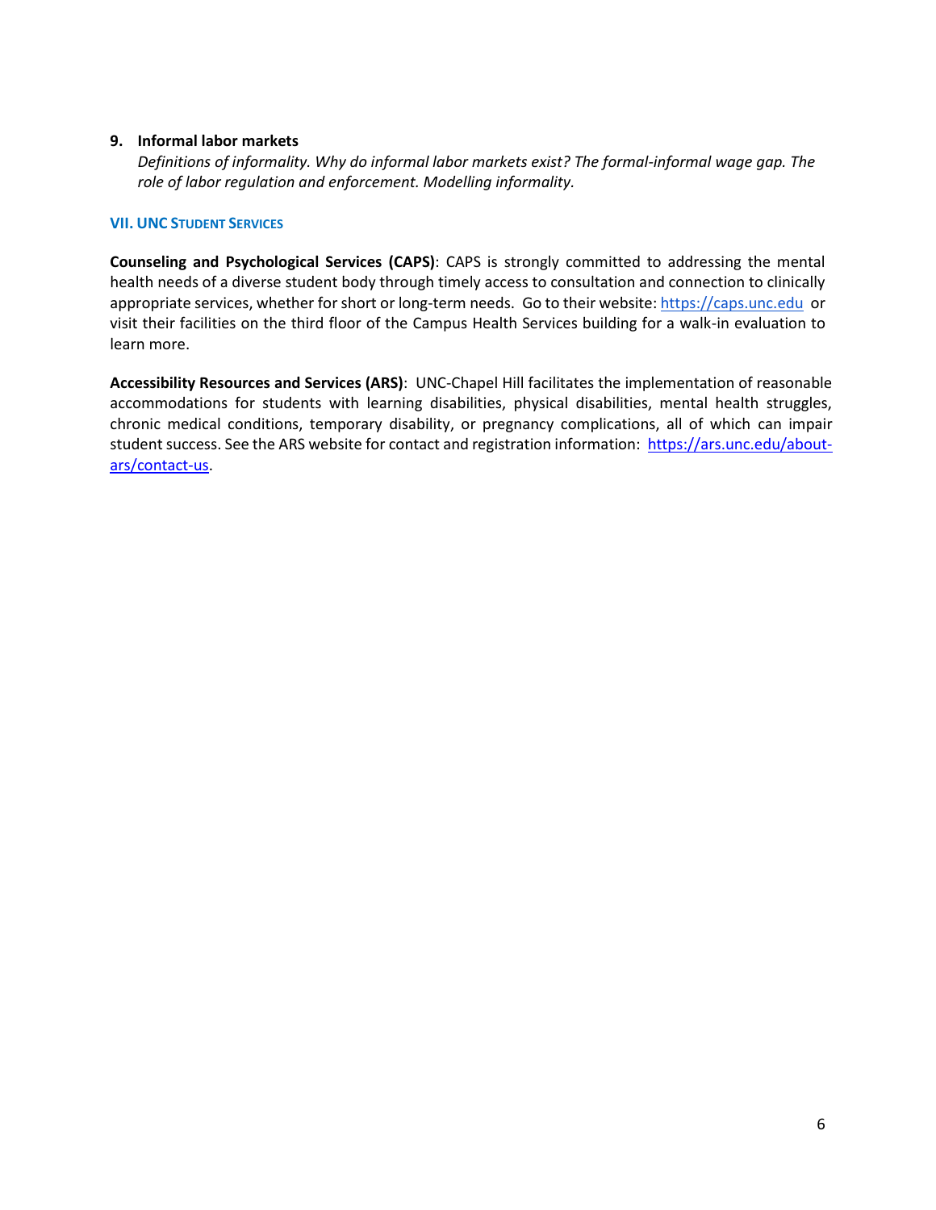9. **Informal labor markets**
   *Definitions of informality. Why do informal labor markets exist? The formal-informal wage gap. The role of labor regulation and enforcement. Modelling informality.*

## VII. UNC Student Services

**Counseling and Psychological Services (CAPS)**: CAPS is strongly committed to addressing the mental health needs of a diverse student body through timely access to consultation and connection to clinically appropriate services, whether for short or long-term needs. Go to their website: https://caps.unc.edu or visit their facilities on the third floor of the Campus Health Services building for a walk-in evaluation to learn more.

**Accessibility Resources and Services (ARS)**: UNC-Chapel Hill facilitates the implementation of reasonable accommodations for students with learning disabilities, physical disabilities, mental health struggles, chronic medical conditions, temporary disability, or pregnancy complications, all of which can impair student success. See the ARS website for contact and registration information: https://ars.unc.edu/about-ars/contact-us.